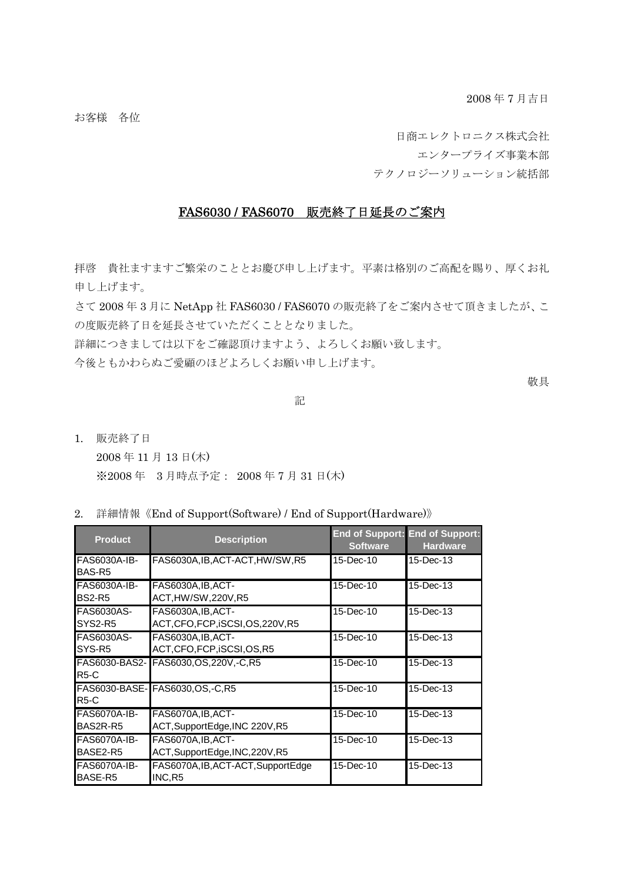2008 年 7 月吉日

お客様　各位

日商エレクトロニクス株式会社

エンタープライズ事業本部

テクノロジーソリューション統括部

# FAS6030 / FAS6070　販売終了日延長のご案内

拝啓　貴社ますますご繁栄のこととお慶び申し上げます。平素は格別のご高配を賜り、厚くお礼申し上げます。

さて 2008 年 3 月に NetApp 社 FAS6030 / FAS6070 の販売終了をご案内させて頂きましたが、この度販売終了日を延長させていただくこととなりました。

詳細につきましては以下をご確認頂けますよう、よろしくお願い致します。

今後ともかわらぬご愛顧のほどよろしくお願い申し上げます。

敬具

記

1. 販売終了日

   2008 年 11 月 13 日(木)

   ※2008 年　3 月時点予定：  2008 年 7 月 31 日(木)

2. 詳細情報《End of Support(Software) / End of Support(Hardware)》

| Product | Description | End of Support: Software | End of Support: Hardware |
|---|---|---|---|
| FAS6030A-IB-BAS-R5 | FAS6030A,IB,ACT-ACT,HW/SW,R5 | 15-Dec-10 | 15-Dec-13 |
| FAS6030A-IB-BS2-R5 | FAS6030A,IB,ACT-ACT,HW/SW,220V,R5 | 15-Dec-10 | 15-Dec-13 |
| FAS6030AS-SYS2-R5 | FAS6030A,IB,ACT-ACT,CFO,FCP,iSCSI,OS,220V,R5 | 15-Dec-10 | 15-Dec-13 |
| FAS6030AS-SYS-R5 | FAS6030A,IB,ACT-ACT,CFO,FCP,iSCSI,OS,R5 | 15-Dec-10 | 15-Dec-13 |
| FAS6030-BAS2-R5-C | FAS6030,OS,220V,-C,R5 | 15-Dec-10 | 15-Dec-13 |
| FAS6030-BASE-R5-C | FAS6030,OS,-C,R5 | 15-Dec-10 | 15-Dec-13 |
| FAS6070A-IB-BAS2R-R5 | FAS6070A,IB,ACT-ACT,SupportEdge,INC 220V,R5 | 15-Dec-10 | 15-Dec-13 |
| FAS6070A-IB-BASE2-R5 | FAS6070A,IB,ACT-ACT,SupportEdge,INC,220V,R5 | 15-Dec-10 | 15-Dec-13 |
| FAS6070A-IB-BASE-R5 | FAS6070A,IB,ACT-ACT,SupportEdge INC,R5 | 15-Dec-10 | 15-Dec-13 |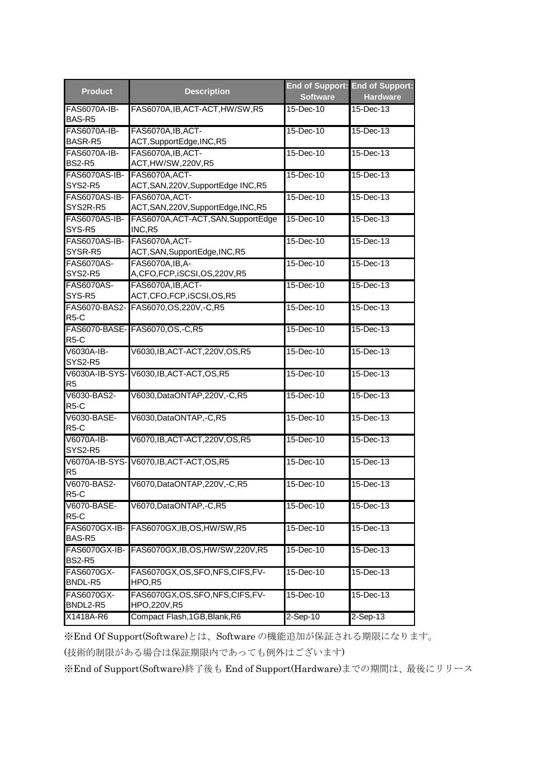| Product | Description | End of Support: Software | End of Support: Hardware |
|---|---|---|---|
| FAS6070A-IB-BAS-R5 | FAS6070A,IB,ACT-ACT,HW/SW,R5 | 15-Dec-10 | 15-Dec-13 |
| FAS6070A-IB-BASR-R5 | FAS6070A,IB,ACT-ACT,SupportEdge,INC,R5 | 15-Dec-10 | 15-Dec-13 |
| FAS6070A-IB-BS2-R5 | FAS6070A,IB,ACT-ACT,HW/SW,220V,R5 | 15-Dec-10 | 15-Dec-13 |
| FAS6070AS-IB-SYS2-R5 | FAS6070A,ACT-ACT,SAN,220V,SupportEdge INC,R5 | 15-Dec-10 | 15-Dec-13 |
| FAS6070AS-IB-SYS2R-R5 | FAS6070A,ACT-ACT,SAN,220V,SupportEdge,INC,R5 | 15-Dec-10 | 15-Dec-13 |
| FAS6070AS-IB-SYS-R5 | FAS6070A,ACT-ACT,SAN,SupportEdge INC,R5 | 15-Dec-10 | 15-Dec-13 |
| FAS6070AS-IB-SYSR-R5 | FAS6070A,ACT-ACT,SAN,SupportEdge,INC,R5 | 15-Dec-10 | 15-Dec-13 |
| FAS6070AS-SYS2-R5 | FAS6070A,IB,A-A,CFO,FCP,iSCSI,OS,220V,R5 | 15-Dec-10 | 15-Dec-13 |
| FAS6070AS-SYS-R5 | FAS6070A,IB,ACT-ACT,CFO,FCP,iSCSI,OS,R5 | 15-Dec-10 | 15-Dec-13 |
| FAS6070-BAS2-R5-C | FAS6070,OS,220V,-C,R5 | 15-Dec-10 | 15-Dec-13 |
| FAS6070-BASE-R5-C | FAS6070,OS,-C,R5 | 15-Dec-10 | 15-Dec-13 |
| V6030A-IB-SYS2-R5 | V6030,IB,ACT-ACT,220V,OS,R5 | 15-Dec-10 | 15-Dec-13 |
| V6030A-IB-SYS-R5 | V6030,IB,ACT-ACT,OS,R5 | 15-Dec-10 | 15-Dec-13 |
| V6030-BAS2-R5-C | V6030,DataONTAP,220V,-C,R5 | 15-Dec-10 | 15-Dec-13 |
| V6030-BASE-R5-C | V6030,DataONTAP,-C,R5 | 15-Dec-10 | 15-Dec-13 |
| V6070A-IB-SYS2-R5 | V6070,IB,ACT-ACT,220V,OS,R5 | 15-Dec-10 | 15-Dec-13 |
| V6070A-IB-SYS-R5 | V6070,IB,ACT-ACT,OS,R5 | 15-Dec-10 | 15-Dec-13 |
| V6070-BAS2-R5-C | V6070,DataONTAP,220V,-C,R5 | 15-Dec-10 | 15-Dec-13 |
| V6070-BASE-R5-C | V6070,DataONTAP,-C,R5 | 15-Dec-10 | 15-Dec-13 |
| FAS6070GX-IB-BAS-R5 | FAS6070GX,IB,OS,HW/SW,R5 | 15-Dec-10 | 15-Dec-13 |
| FAS6070GX-IB-BS2-R5 | FAS6070GX,IB,OS,HW/SW,220V,R5 | 15-Dec-10 | 15-Dec-13 |
| FAS6070GX-BNDL-R5 | FAS6070GX,OS,SFO,NFS,CIFS,FV-HPO,R5 | 15-Dec-10 | 15-Dec-13 |
| FAS6070GX-BNDL2-R5 | FAS6070GX,OS,SFO,NFS,CIFS,FV-HPO,220V,R5 | 15-Dec-10 | 15-Dec-13 |
| X1418A-R6 | Compact Flash,1GB,Blank,R6 | 2-Sep-10 | 2-Sep-13 |

※End Of Support(Software)とは、Software の機能追加が保証される期限になります。
(技術的制限がある場合は保証期限内であっても例外はございます)
※End of Support(Software)終了後も End of Support(Hardware)までの期間は、最後にリリース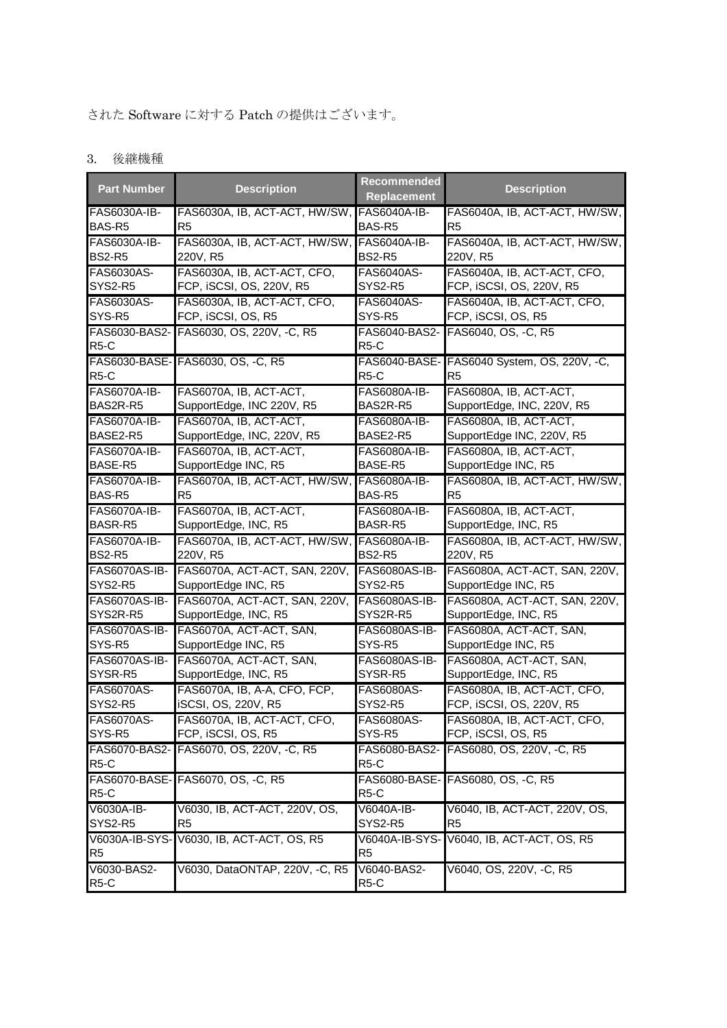された Software に対する Patch の提供はございます。

3.　後継機種

| Part Number | Description | Recommended Replacement | Description |
| --- | --- | --- | --- |
| FAS6030A-IB-BAS-R5 | FAS6030A, IB, ACT-ACT, HW/SW, R5 | FAS6040A-IB-BAS-R5 | FAS6040A, IB, ACT-ACT, HW/SW, R5 |
| FAS6030A-IB-BS2-R5 | FAS6030A, IB, ACT-ACT, HW/SW, 220V, R5 | FAS6040A-IB-BS2-R5 | FAS6040A, IB, ACT-ACT, HW/SW, 220V, R5 |
| FAS6030AS-SYS2-R5 | FAS6030A, IB, ACT-ACT, CFO, FCP, iSCSI, OS, 220V, R5 | FAS6040AS-SYS2-R5 | FAS6040A, IB, ACT-ACT, CFO, FCP, iSCSI, OS, 220V, R5 |
| FAS6030AS-SYS-R5 | FAS6030A, IB, ACT-ACT, CFO, FCP, iSCSI, OS, R5 | FAS6040AS-SYS-R5 | FAS6040A, IB, ACT-ACT, CFO, FCP, iSCSI, OS, R5 |
| FAS6030-BAS2-R5-C | FAS6030, OS, 220V, -C, R5 | FAS6040-BAS2-R5-C | FAS6040, OS, -C, R5 |
| FAS6030-BASE-R5-C | FAS6030, OS, -C, R5 | FAS6040-BASE-R5-C | FAS6040 System, OS, 220V, -C, R5 |
| FAS6070A-IB-BAS2R-R5 | FAS6070A, IB, ACT-ACT, SupportEdge, INC 220V, R5 | FAS6080A-IB-BAS2R-R5 | FAS6080A, IB, ACT-ACT, SupportEdge, INC, 220V, R5 |
| FAS6070A-IB-BASE2-R5 | FAS6070A, IB, ACT-ACT, SupportEdge, INC, 220V, R5 | FAS6080A-IB-BASE2-R5 | FAS6080A, IB, ACT-ACT, SupportEdge INC, 220V, R5 |
| FAS6070A-IB-BASE-R5 | FAS6070A, IB, ACT-ACT, SupportEdge INC, R5 | FAS6080A-IB-BASE-R5 | FAS6080A, IB, ACT-ACT, SupportEdge INC, R5 |
| FAS6070A-IB-BAS-R5 | FAS6070A, IB, ACT-ACT, HW/SW, R5 | FAS6080A-IB-BAS-R5 | FAS6080A, IB, ACT-ACT, HW/SW, R5 |
| FAS6070A-IB-BASR-R5 | FAS6070A, IB, ACT-ACT, SupportEdge, INC, R5 | FAS6080A-IB-BASR-R5 | FAS6080A, IB, ACT-ACT, SupportEdge, INC, R5 |
| FAS6070A-IB-BS2-R5 | FAS6070A, IB, ACT-ACT, HW/SW, 220V, R5 | FAS6080A-IB-BS2-R5 | FAS6080A, IB, ACT-ACT, HW/SW, 220V, R5 |
| FAS6070AS-IB-SYS2-R5 | FAS6070A, ACT-ACT, SAN, 220V, SupportEdge INC, R5 | FAS6080AS-IB-SYS2-R5 | FAS6080A, ACT-ACT, SAN, 220V, SupportEdge INC, R5 |
| FAS6070AS-IB-SYS2R-R5 | FAS6070A, ACT-ACT, SAN, 220V, SupportEdge, INC, R5 | FAS6080AS-IB-SYS2R-R5 | FAS6080A, ACT-ACT, SAN, 220V, SupportEdge, INC, R5 |
| FAS6070AS-IB-SYS-R5 | FAS6070A, ACT-ACT, SAN, SupportEdge INC, R5 | FAS6080AS-IB-SYS-R5 | FAS6080A, ACT-ACT, SAN, SupportEdge INC, R5 |
| FAS6070AS-IB-SYSR-R5 | FAS6070A, ACT-ACT, SAN, SupportEdge, INC, R5 | FAS6080AS-IB-SYSR-R5 | FAS6080A, ACT-ACT, SAN, SupportEdge, INC, R5 |
| FAS6070AS-SYS2-R5 | FAS6070A, IB, A-A, CFO, FCP, iSCSI, OS, 220V, R5 | FAS6080AS-SYS2-R5 | FAS6080A, IB, ACT-ACT, CFO, FCP, iSCSI, OS, 220V, R5 |
| FAS6070AS-SYS-R5 | FAS6070A, IB, ACT-ACT, CFO, FCP, iSCSI, OS, R5 | FAS6080AS-SYS-R5 | FAS6080A, IB, ACT-ACT, CFO, FCP, iSCSI, OS, R5 |
| FAS6070-BAS2-R5-C | FAS6070, OS, 220V, -C, R5 | FAS6080-BAS2-R5-C | FAS6080, OS, 220V, -C, R5 |
| FAS6070-BASE-R5-C | FAS6070, OS, -C, R5 | FAS6080-BASE-R5-C | FAS6080, OS, -C, R5 |
| V6030A-IB-SYS2-R5 | V6030, IB, ACT-ACT, 220V, OS, R5 | V6040A-IB-SYS2-R5 | V6040, IB, ACT-ACT, 220V, OS, R5 |
| V6030A-IB-SYS-R5 | V6030, IB, ACT-ACT, OS, R5 | V6040A-IB-SYS-R5 | V6040, IB, ACT-ACT, OS, R5 |
| V6030-BAS2-R5-C | V6030, DataONTAP, 220V, -C, R5 | V6040-BAS2-R5-C | V6040, OS, 220V, -C, R5 |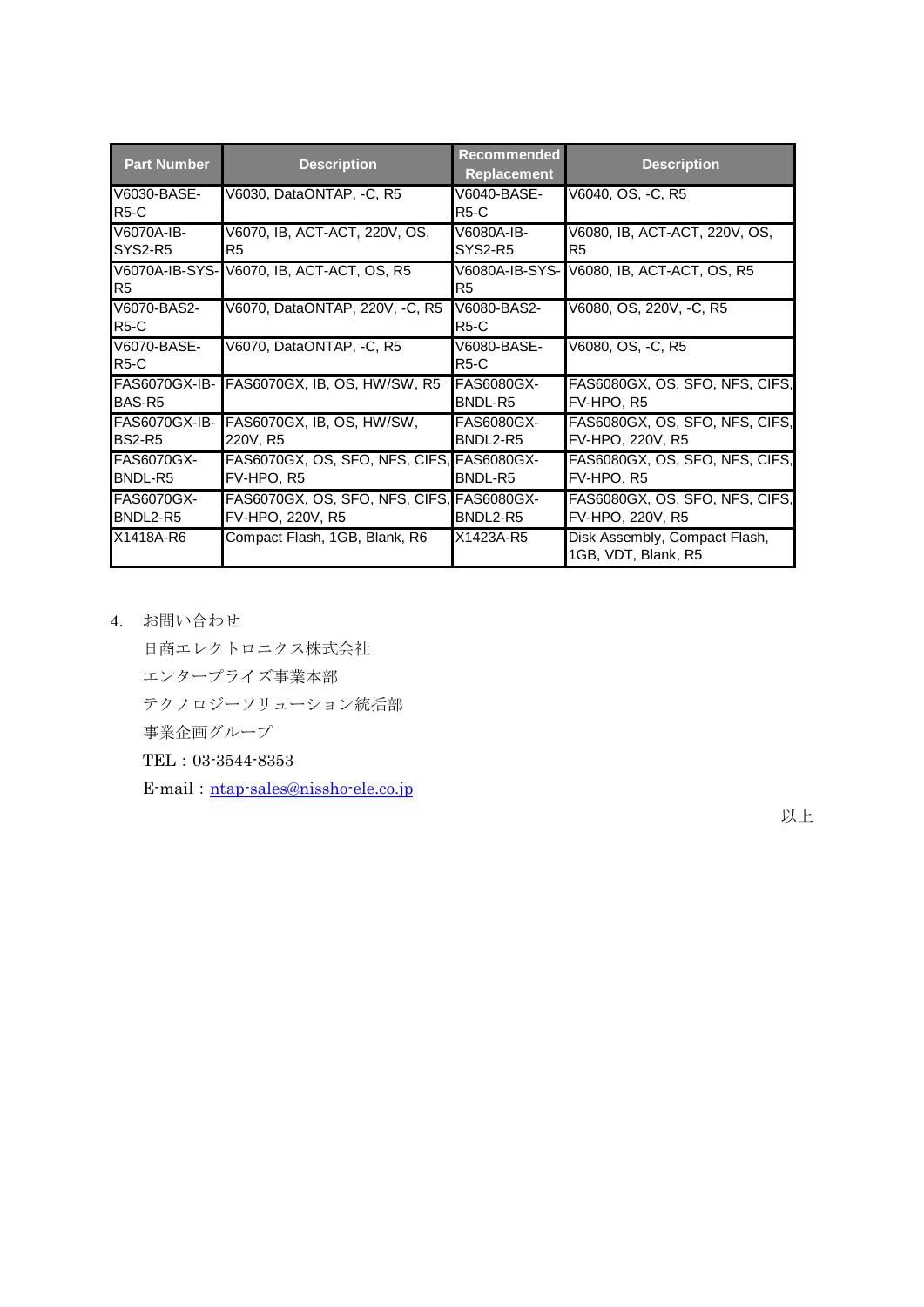| Part Number | Description | Recommended Replacement | Description |
|---|---|---|---|
| V6030-BASE-R5-C | V6030, DataONTAP, -C, R5 | V6040-BASE-R5-C | V6040, OS, -C, R5 |
| V6070A-IB-SYS2-R5 | V6070, IB, ACT-ACT, 220V, OS, R5 | V6080A-IB-SYS2-R5 | V6080, IB, ACT-ACT, 220V, OS, R5 |
| V6070A-IB-SYS-R5 | V6070, IB, ACT-ACT, OS, R5 | V6080A-IB-SYS-R5 | V6080, IB, ACT-ACT, OS, R5 |
| V6070-BAS2-R5-C | V6070, DataONTAP, 220V, -C, R5 | V6080-BAS2-R5-C | V6080, OS, 220V, -C, R5 |
| V6070-BASE-R5-C | V6070, DataONTAP, -C, R5 | V6080-BASE-R5-C | V6080, OS, -C, R5 |
| FAS6070GX-IB-BAS-R5 | FAS6070GX, IB, OS, HW/SW, R5 | FAS6080GX-BNDL-R5 | FAS6080GX, OS, SFO, NFS, CIFS, FV-HPO, R5 |
| FAS6070GX-IB-BS2-R5 | FAS6070GX, IB, OS, HW/SW, 220V, R5 | FAS6080GX-BNDL2-R5 | FAS6080GX, OS, SFO, NFS, CIFS, FV-HPO, 220V, R5 |
| FAS6070GX-BNDL-R5 | FAS6070GX, OS, SFO, NFS, CIFS, FV-HPO, R5 | FAS6080GX-BNDL-R5 | FAS6080GX, OS, SFO, NFS, CIFS, FV-HPO, R5 |
| FAS6070GX-BNDL2-R5 | FAS6070GX, OS, SFO, NFS, CIFS, FV-HPO, 220V, R5 | FAS6080GX-BNDL2-R5 | FAS6080GX, OS, SFO, NFS, CIFS, FV-HPO, 220V, R5 |
| X1418A-R6 | Compact Flash, 1GB, Blank, R6 | X1423A-R5 | Disk Assembly, Compact Flash, 1GB, VDT, Blank, R5 |

4. お問い合わせ

日商エレクトロニクス株式会社
エンタープライズ事業本部
テクノロジーソリューション統括部
事業企画グループ
TEL：03-3544-8353
E-mail：ntap-sales@nissho-ele.co.jp

以上